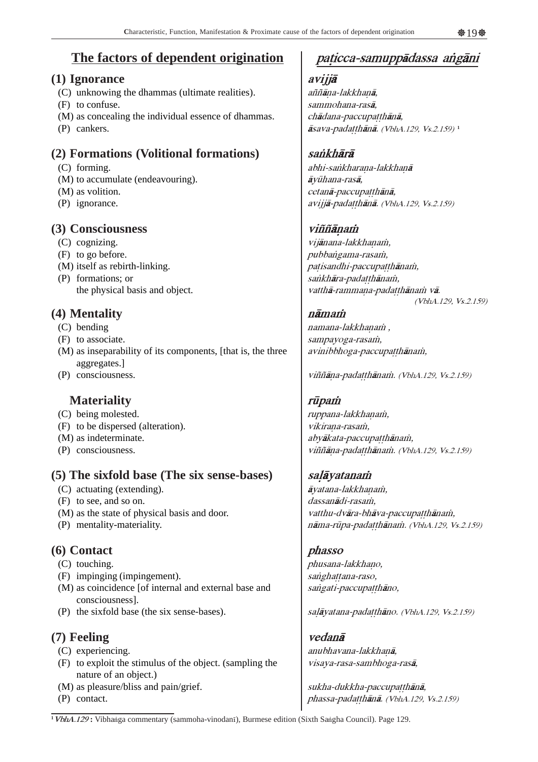## The factors of dependent origination

## *paṭicca-samuppādassa aṅgāni*

### (1) Ignorance

(C) unknowing the dhammas (ultimate realities).
(F) to confuse.
(M) as concealing the individual essence of dhammas.
(P) cankers.

### *avijjā*

*aññāṇa-lakkhaṇā,*
*sammohana-rasā,*
*chādana-paccupaṭṭhānā,*
*āsava-padaṭṭhānā. (VbhA.129, Vs.2.159)* [1]

### (2) Formations (Volitional formations)

(C) forming.
(M) to accumulate (endeavouring).
(M) as volition.
(P) ignorance.

### *saṅkhārā*

*abhi-saṅkharaṇa-lakkhaṇā*
*āyūhana-rasā,*
*cetanā-paccupaṭṭhānā,*
*avijjā-padaṭṭhānā. (VbhA.129, Vs.2.159)*

### (3) Consciousness

(C) cognizing.
(F) to go before.
(M) itself as rebirth-linking.
(P) formations; or
the physical basis and object.

### *viññāṇaṁ*

*vijānana-lakkhaṇaṁ,*
*pubbaṅgama-rasaṁ,*
*paṭisandhi-paccupaṭṭhānaṁ,*
*saṅkhāra-padaṭṭhānaṁ,*
*vatthā-rammaṇa-padaṭṭhānaṁ vā.*
*(VbhA.129, Vs.2.159)*

### (4) Mentality

(C) bending
(F) to associate.
(M) as inseparability of its components, [that is, the three aggregates.]
(P) consciousness.

### *nāmaṁ*

*namana-lakkhaṇaṁ ,*
*sampayoga-rasaṁ,*
*avinibbhoga-paccupaṭṭhānaṁ,*
*viññāṇa-padaṭṭhānaṁ. (VbhA.129, Vs.2.159)*

### Materiality

(C) being molested.
(F) to be dispersed (alteration).
(M) as indeterminate.
(P) consciousness.

### *rūpaṁ*

*ruppana-lakkhaṇaṁ,*
*vikiraṇa-rasaṁ,*
*abyākata-paccupaṭṭhānaṁ,*
*viññāṇa-padaṭṭhānaṁ. (VbhA.129, Vs.2.159)*

### (5) The sixfold base (The six sense-bases)

(C) actuating (extending).
(F) to see, and so on.
(M) as the state of physical basis and door.
(P) mentality-materiality.

### *saḷāyatanaṁ*

*āyatana-lakkhaṇaṁ,*
*dassanādi-rasaṁ,*
*vatthu-dvāra-bhāva-paccupaṭṭhānaṁ,*
*nāma-rūpa-padaṭṭhānaṁ. (VbhA.129, Vs.2.159)*

### (6) Contact

(C) touching.
(F) impinging (impingement).
(M) as coincidence [of internal and external base and consciousness].
(P) the sixfold base (the six sense-bases).

### *phasso*

*phusana-lakkhaṇo,*
*saṅghaṭṭana-raso,*
*saṅgati-paccupaṭṭhāno,*
*saḷāyatana-padaṭṭhāno. (VbhA.129, Vs.2.159)*

### (7) Feeling

(C) experiencing.
(F) to exploit the stimulus of the object. (sampling the nature of an object.)
(M) as pleasure/bliss and pain/grief.
(P) contact.

### *vedanā*

*anubhavana-lakkhaṇā,*
*visaya-rasa-sambhoga-rasā,*
*sukha-dukkha-paccupaṭṭhānā,*
*phassa-padaṭṭhānā. (VbhA.129, Vs.2.159)*

---

[1] *VbhA.129* **:** Vibhaṅga commentary (sammoha-vinodanī), Burmese edition (Sixth Saṅgha Council). Page 129.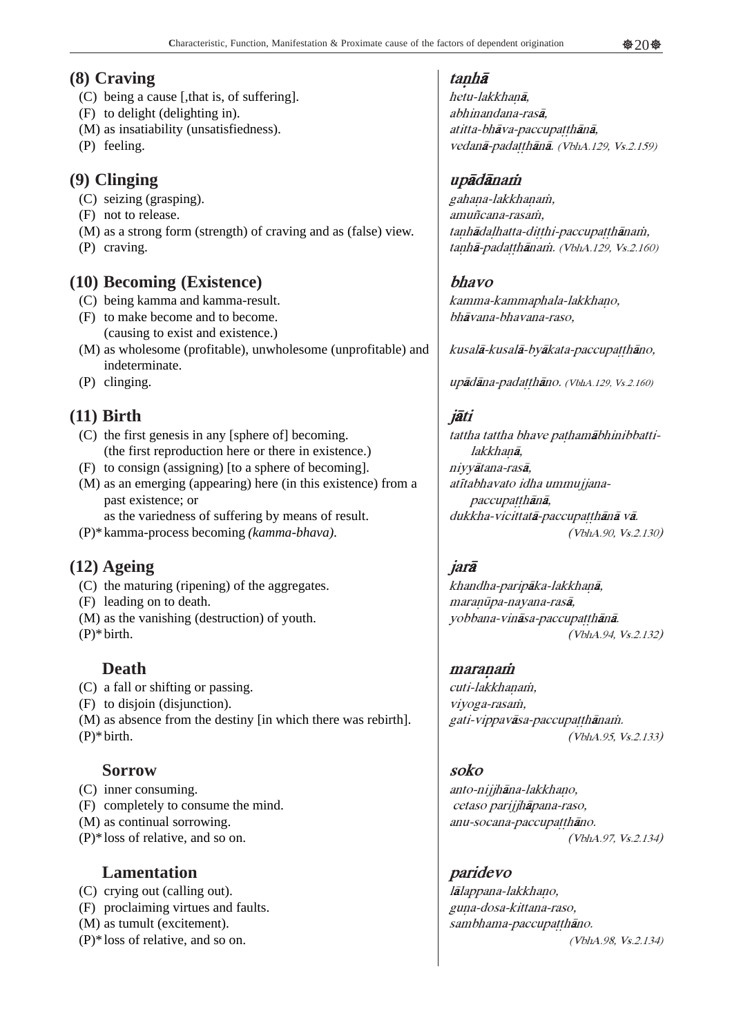## (8) Craving

(C) being a cause [,that is, of suffering].
(F) to delight (delighting in).
(M) as insatiability (unsatisfiedness).
(P) feeling.

***taṇhā***
*hetu-lakkhaṇā,*
*abhinandana-rasā,*
*atitta-bhāva-paccupaṭṭhānā,*
*vedanā-padaṭṭhānā. (VbhA.129, Vs.2.159)*

## (9) Clinging

(C) seizing (grasping).
(F) not to release.
(M) as a strong form (strength) of craving and as (false) view.
(P) craving.

***upādānaṁ***
*gahaṇa-lakkhaṇaṁ,*
*amuñcana-rasaṁ,*
*taṇhādaḷhatta-diṭṭhi-paccupaṭṭhānaṁ,*
*taṇhā-padaṭṭhānaṁ. (VbhA.129, Vs.2.160)*

## (10) Becoming (Existence)

(C) being kamma and kamma-result.
(F) to make become and to become. (causing to exist and existence.)
(M) as wholesome (profitable), unwholesome (unprofitable) and indeterminate.
(P) clinging.

***bhavo***
*kamma-kammaphala-lakkhaṇo,*
*bhāvana-bhavana-raso,*
*kusalā-kusalā-byākata-paccupaṭṭhāno,*
*upādāna-padaṭṭhāno. (VbhA.129, Vs.2.160)*

## (11) Birth

(C) the first genesis in any [sphere of] becoming. (the first reproduction here or there in existence.)
(F) to consign (assigning) [to a sphere of becoming].
(M) as an emerging (appearing) here (in this existence) from a past existence; or as the variedness of suffering by means of result.
(P)* kamma-process becoming *(kamma-bhava)*.

***jāti***
*tattha tattha bhave paṭhamābhinibbatti-lakkhaṇā,*
*niyyātana-rasā,*
*atītabhavato idha ummujjana-paccupaṭṭhānā,*
*dukkha-vicittatā-paccupaṭṭhānā vā. (VbhA.90, Vs.2.130)*

## (12) Ageing

(C) the maturing (ripening) of the aggregates.
(F) leading on to death.
(M) as the vanishing (destruction) of youth.
(P)* birth.

***jarā***
*khandha-paripāka-lakkhaṇā,*
*maraṇūpa-nayana-rasā,*
*yobbana-vināsa-paccupaṭṭhānā. (VbhA.94, Vs.2.132)*

### Death

(C) a fall or shifting or passing.
(F) to disjoin (disjunction).
(M) as absence from the destiny [in which there was rebirth].
(P)* birth.

***maraṇaṁ***
*cuti-lakkhaṇaṁ,*
*viyoga-rasaṁ,*
*gati-vippavāsa-paccupaṭṭhānaṁ. (VbhA.95, Vs.2.133)*

### Sorrow

(C) inner consuming.
(F) completely to consume the mind.
(M) as continual sorrowing.
(P)* loss of relative, and so on.

***soko***
*anto-nijjhāna-lakkhaṇo,*
*cetaso parijjhāpana-raso,*
*anu-socana-paccupaṭṭhāno. (VbhA.97, Vs.2.134)*

### Lamentation

(C) crying out (calling out).
(F) proclaiming virtues and faults.
(M) as tumult (excitement).
(P)* loss of relative, and so on.

***paridevo***
*lālappana-lakkhaṇo,*
*guṇa-dosa-kittana-raso,*
*sambhama-paccupaṭṭhāno. (VbhA.98, Vs.2.134)*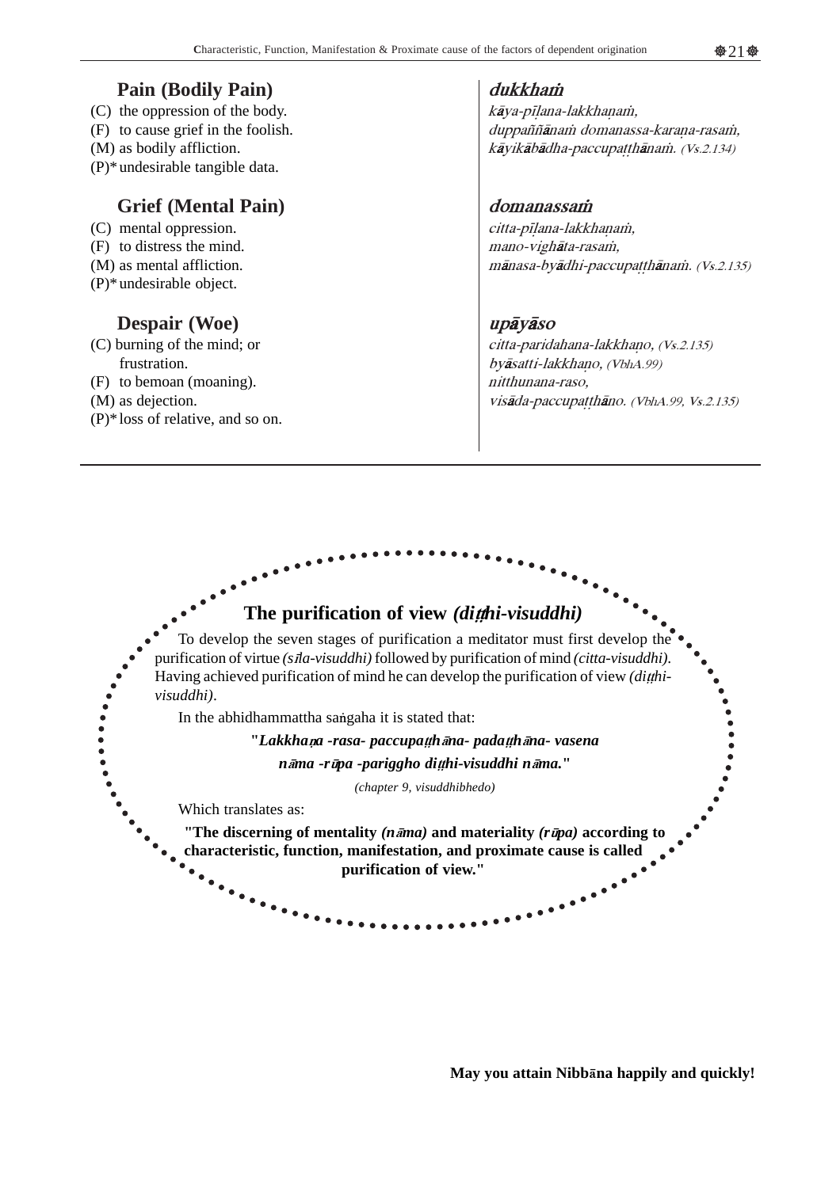## Pain (Bodily Pain)

(C) the oppression of the body.
(F) to cause grief in the foolish.
(M) as bodily affliction.
(P)* undesirable tangible data.

### *dukkhaṁ*

*kāya-pīḷana-lakkhaṇaṁ,*
*duppaññānaṁ domanassa-karaṇa-rasaṁ,*
*kāyikābādha-paccupaṭṭhānaṁ. (Vs.2.134)*

## Grief (Mental Pain)

(C) mental oppression.
(F) to distress the mind.
(M) as mental affliction.
(P)* undesirable object.

### *domanassaṁ*

*citta-pīḷana-lakkhaṇaṁ,*
*mano-vighāta-rasaṁ,*
*mānasa-byādhi-paccupaṭṭhānaṁ. (Vs.2.135)*

## Despair (Woe)

(C) burning of the mind; or frustration.
(F) to bemoan (moaning).
(M) as dejection.
(P)* loss of relative, and so on.

### *upāyāso*

*citta-paridahana-lakkhaṇo, (Vs.2.135)*
*byāsatti-lakkhaṇo, (VbhA.99)*
*nitthunana-raso,*
*visāda-paccupaṭṭhāno. (VbhA.99, Vs.2.135)*

---

## The purification of view *(diṭṭhi-visuddhi)*

To develop the seven stages of purification a meditator must first develop the purification of virtue *(sīla-visuddhi)* followed by purification of mind *(citta-visuddhi)*. Having achieved purification of mind he can develop the purification of view *(diṭṭhi-visuddhi)*.

In the abhidhammattha saṅgaha it is stated that:

**"*Lakkhaṇa -rasa- paccupaṭṭhāna- padaṭṭhāna- vasena nāma -rūpa -pariggho diṭṭhi-visuddhi nāma.*"**

*(chapter 9, visuddhibhedo)*

Which translates as:

**"The discerning of mentality *(nāma)* and materiality *(rūpa)* according to characteristic, function, manifestation, and proximate cause is called purification of view."**

**May you attain Nibbāna happily and quickly!**